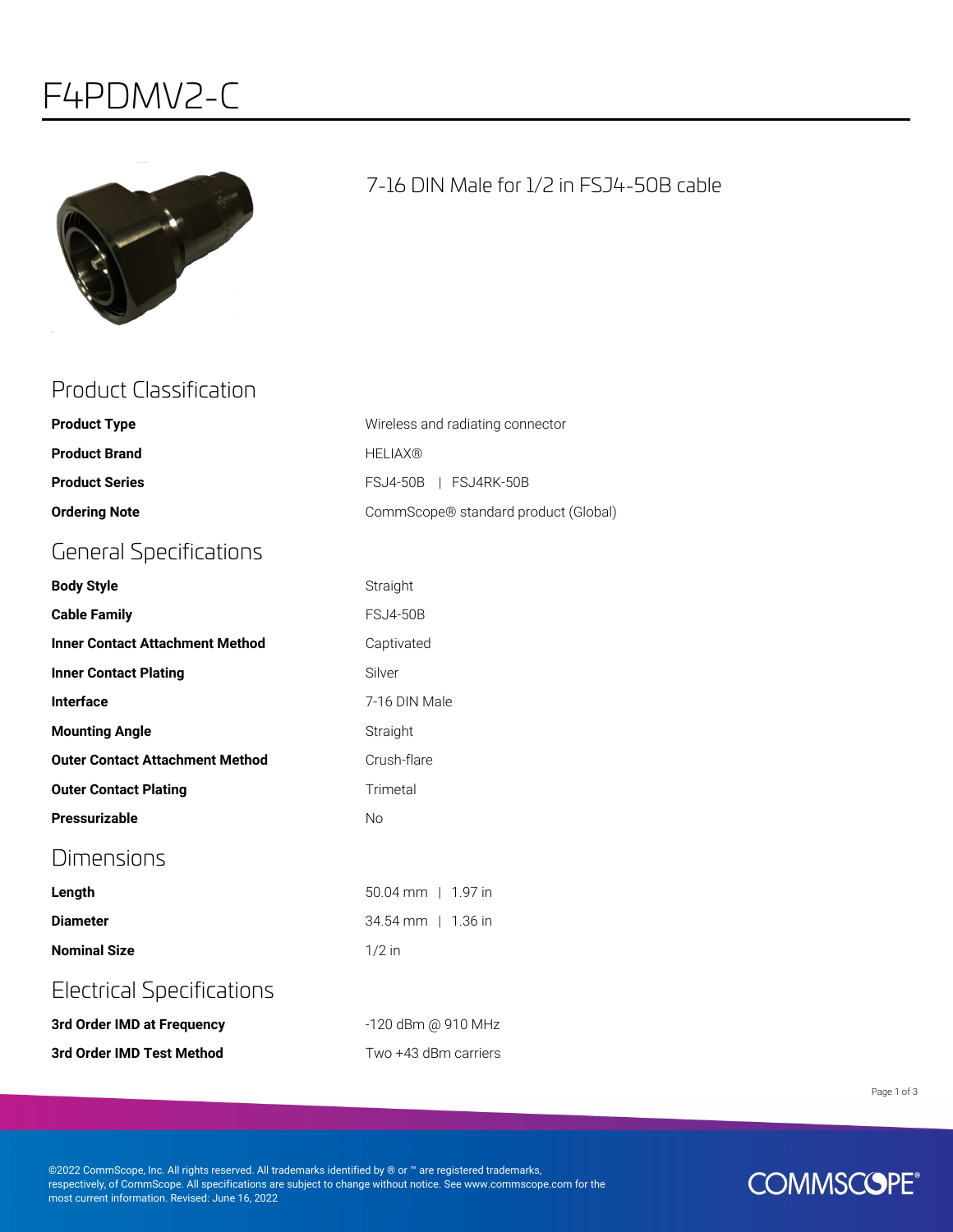# F4PDMV2-C

7-16 DIN Male for 1/2 in FSJ4-50B cable

## Product Classification

| | |
|---|---|
| **Product Type** | Wireless and radiating connector |
| **Product Brand** | HELIAX® |
| **Product Series** | FSJ4-50B \| FSJ4RK-50B |
| **Ordering Note** | CommScope® standard product (Global) |

## General Specifications

| | |
|---|---|
| **Body Style** | Straight |
| **Cable Family** | FSJ4-50B |
| **Inner Contact Attachment Method** | Captivated |
| **Inner Contact Plating** | Silver |
| **Interface** | 7-16 DIN Male |
| **Mounting Angle** | Straight |
| **Outer Contact Attachment Method** | Crush-flare |
| **Outer Contact Plating** | Trimetal |
| **Pressurizable** | No |

## Dimensions

| | |
|---|---|
| **Length** | 50.04 mm \| 1.97 in |
| **Diameter** | 34.54 mm \| 1.36 in |
| **Nominal Size** | 1/2 in |

## Electrical Specifications

| | |
|---|---|
| **3rd Order IMD at Frequency** | -120 dBm @ 910 MHz |
| **3rd Order IMD Test Method** | Two +43 dBm carriers |

©2022 CommScope, Inc. All rights reserved. All trademarks identified by ® or ™ are registered trademarks, respectively, of CommScope. All specifications are subject to change without notice. See www.commscope.com for the most current information. Revised: June 16, 2022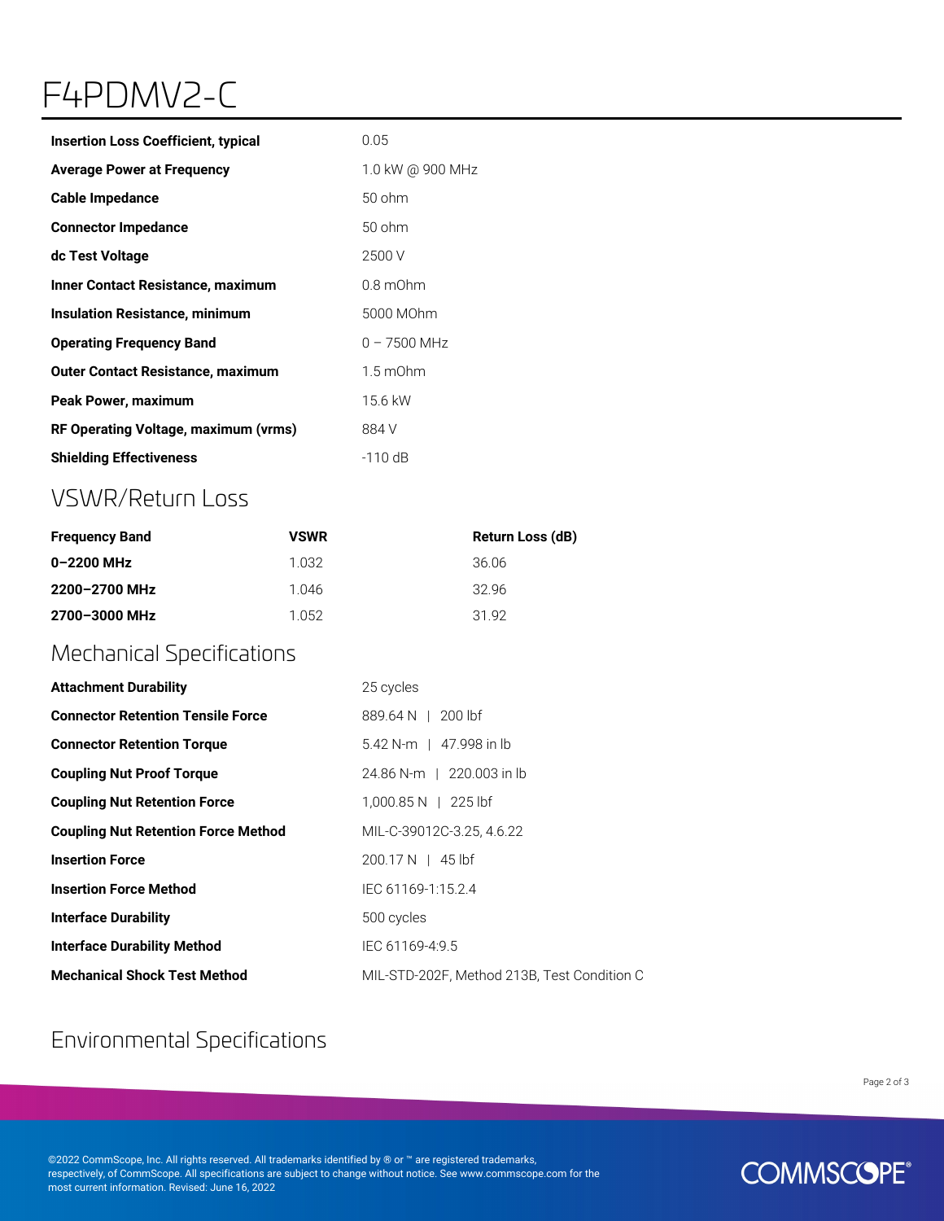# F4PDMV2-C

| | |
|---|---|
| **Insertion Loss Coefficient, typical** | 0.05 |
| **Average Power at Frequency** | 1.0 kW @ 900 MHz |
| **Cable Impedance** | 50 ohm |
| **Connector Impedance** | 50 ohm |
| **dc Test Voltage** | 2500 V |
| **Inner Contact Resistance, maximum** | 0.8 mOhm |
| **Insulation Resistance, minimum** | 5000 MOhm |
| **Operating Frequency Band** | 0 – 7500 MHz |
| **Outer Contact Resistance, maximum** | 1.5 mOhm |
| **Peak Power, maximum** | 15.6 kW |
| **RF Operating Voltage, maximum (vrms)** | 884 V |
| **Shielding Effectiveness** | -110 dB |

## VSWR/Return Loss

| Frequency Band | VSWR | Return Loss (dB) |
|---|---|---|
| **0–2200 MHz** | 1.032 | 36.06 |
| **2200–2700 MHz** | 1.046 | 32.96 |
| **2700–3000 MHz** | 1.052 | 31.92 |

## Mechanical Specifications

| | |
|---|---|
| **Attachment Durability** | 25 cycles |
| **Connector Retention Tensile Force** | 889.64 N \| 200 lbf |
| **Connector Retention Torque** | 5.42 N-m \| 47.998 in lb |
| **Coupling Nut Proof Torque** | 24.86 N-m \| 220.003 in lb |
| **Coupling Nut Retention Force** | 1,000.85 N \| 225 lbf |
| **Coupling Nut Retention Force Method** | MIL-C-39012C-3.25, 4.6.22 |
| **Insertion Force** | 200.17 N \| 45 lbf |
| **Insertion Force Method** | IEC 61169-1:15.2.4 |
| **Interface Durability** | 500 cycles |
| **Interface Durability Method** | IEC 61169-4:9.5 |
| **Mechanical Shock Test Method** | MIL-STD-202F, Method 213B, Test Condition C |

## Environmental Specifications

©2022 CommScope, Inc. All rights reserved. All trademarks identified by ® or ™ are registered trademarks, respectively, of CommScope. All specifications are subject to change without notice. See www.commscope.com for the most current information. Revised: June 16, 2022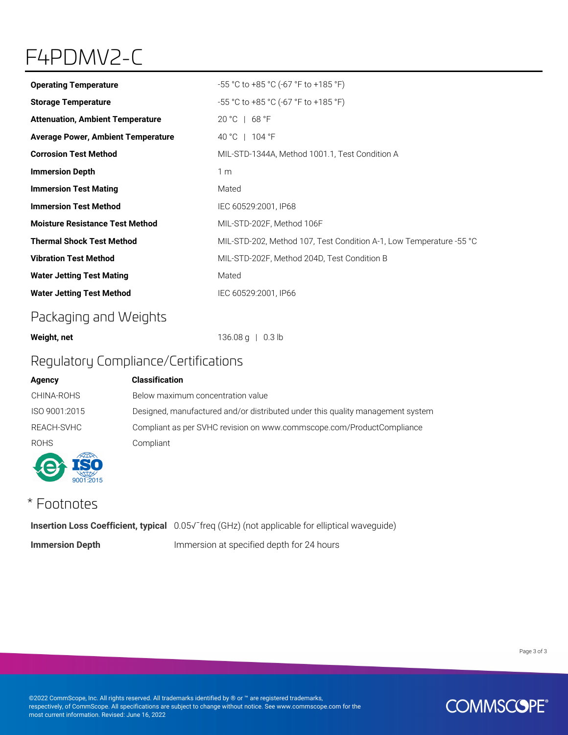# F4PDMV2-C

| | |
|---|---|
| **Operating Temperature** | -55 °C to +85 °C (-67 °F to +185 °F) |
| **Storage Temperature** | -55 °C to +85 °C (-67 °F to +185 °F) |
| **Attenuation, Ambient Temperature** | 20 °C \| 68 °F |
| **Average Power, Ambient Temperature** | 40 °C \| 104 °F |
| **Corrosion Test Method** | MIL-STD-1344A, Method 1001.1, Test Condition A |
| **Immersion Depth** | 1 m |
| **Immersion Test Mating** | Mated |
| **Immersion Test Method** | IEC 60529:2001, IP68 |
| **Moisture Resistance Test Method** | MIL-STD-202F, Method 106F |
| **Thermal Shock Test Method** | MIL-STD-202, Method 107, Test Condition A-1, Low Temperature -55 °C |
| **Vibration Test Method** | MIL-STD-202F, Method 204D, Test Condition B |
| **Water Jetting Test Mating** | Mated |
| **Water Jetting Test Method** | IEC 60529:2001, IP66 |

## Packaging and Weights

| | |
|---|---|
| **Weight, net** | 136.08 g \| 0.3 lb |

## Regulatory Compliance/Certifications

| Agency | Classification |
|---|---|
| CHINA-ROHS | Below maximum concentration value |
| ISO 9001:2015 | Designed, manufactured and/or distributed under this quality management system |
| REACH-SVHC | Compliant as per SVHC revision on www.commscope.com/ProductCompliance |
| ROHS | Compliant |

## * Footnotes

| | |
|---|---|
| **Insertion Loss Coefficient, typical** | 0.05√¯freq (GHz) (not applicable for elliptical waveguide) |
| **Immersion Depth** | Immersion at specified depth for 24 hours |

©2022 CommScope, Inc. All rights reserved. All trademarks identified by ® or ™ are registered trademarks, respectively, of CommScope. All specifications are subject to change without notice. See www.commscope.com for the most current information. Revised: June 16, 2022